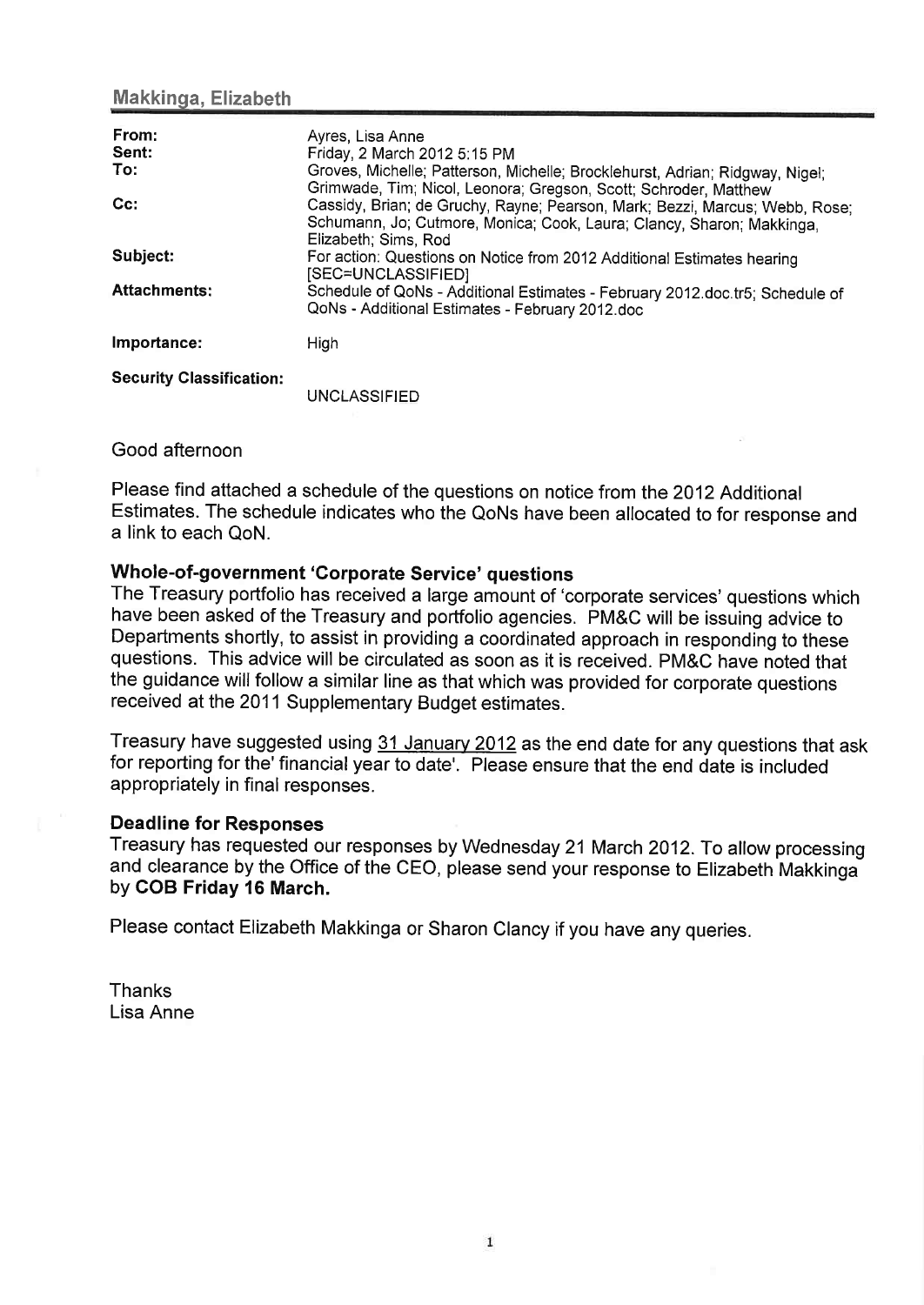## Makkinga, Elizabeth

| | |
|---|---|
| **From:** | Ayres, Lisa Anne |
| **Sent:** | Friday, 2 March 2012 5:15 PM |
| **To:** | Groves, Michelle; Patterson, Michelle; Brocklehurst, Adrian; Ridgway, Nigel; Grimwade, Tim; Nicol, Leonora; Gregson, Scott; Schroder, Matthew |
| **Cc:** | Cassidy, Brian; de Gruchy, Rayne; Pearson, Mark; Bezzi, Marcus; Webb, Rose; Schumann, Jo; Cutmore, Monica; Cook, Laura; Clancy, Sharon; Makkinga, Elizabeth; Sims, Rod |
| **Subject:** | For action: Questions on Notice from 2012 Additional Estimates hearing [SEC=UNCLASSIFIED] |
| **Attachments:** | Schedule of QoNs - Additional Estimates - February 2012.doc.tr5; Schedule of QoNs - Additional Estimates - February 2012.doc |
| **Importance:** | High |
| **Security Classification:** | UNCLASSIFIED |

Good afternoon

Please find attached a schedule of the questions on notice from the 2012 Additional Estimates. The schedule indicates who the QoNs have been allocated to for response and a link to each QoN.

**Whole-of-government 'Corporate Service' questions**

The Treasury portfolio has received a large amount of 'corporate services' questions which have been asked of the Treasury and portfolio agencies. PM&C will be issuing advice to Departments shortly, to assist in providing a coordinated approach in responding to these questions. This advice will be circulated as soon as it is received. PM&C have noted that the guidance will follow a similar line as that which was provided for corporate questions received at the 2011 Supplementary Budget estimates.

Treasury have suggested using 31 January 2012 as the end date for any questions that ask for reporting for the' financial year to date'. Please ensure that the end date is included appropriately in final responses.

**Deadline for Responses**

Treasury has requested our responses by Wednesday 21 March 2012. To allow processing and clearance by the Office of the CEO, please send your response to Elizabeth Makkinga by **COB Friday 16 March.**

Please contact Elizabeth Makkinga or Sharon Clancy if you have any queries.

Thanks
Lisa Anne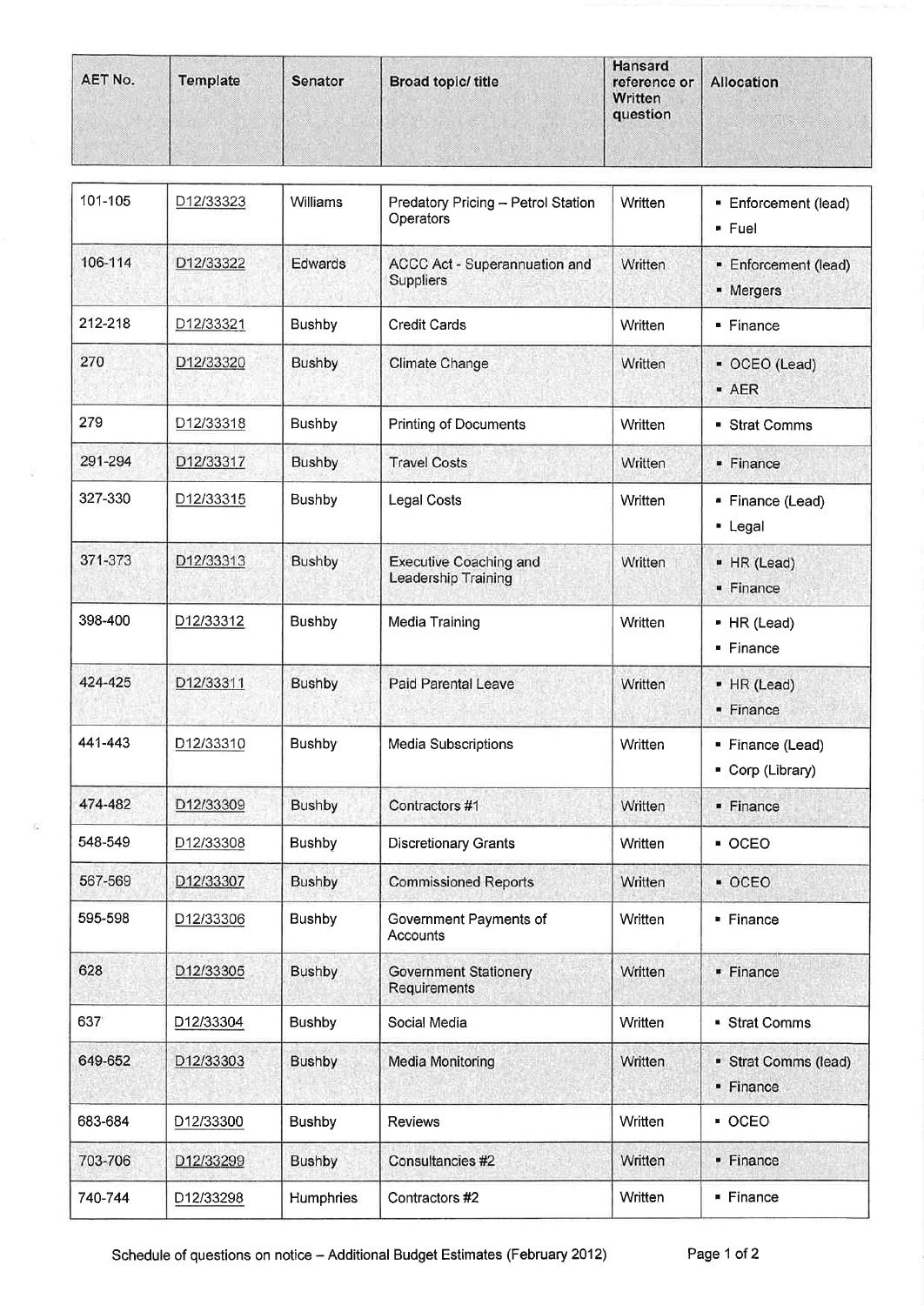| AET No. | Template | Senator | Broad topic/ title | Hansard reference or Written question | Allocation |
| --- | --- | --- | --- | --- | --- |
| 101-105 | D12/33323 | Williams | Predatory Pricing – Petrol Station Operators | Written | ▪ Enforcement (lead)<br>▪ Fuel |
| 106-114 | D12/33322 | Edwards | ACCC Act - Superannuation and Suppliers | Written | ▪ Enforcement (lead)<br>▪ Mergers |
| 212-218 | D12/33321 | Bushby | Credit Cards | Written | ▪ Finance |
| 270 | D12/33320 | Bushby | Climate Change | Written | ▪ OCEO (Lead)<br>▪ AER |
| 279 | D12/33318 | Bushby | Printing of Documents | Written | ▪ Strat Comms |
| 291-294 | D12/33317 | Bushby | Travel Costs | Written | ▪ Finance |
| 327-330 | D12/33315 | Bushby | Legal Costs | Written | ▪ Finance (Lead)<br>▪ Legal |
| 371-373 | D12/33313 | Bushby | Executive Coaching and Leadership Training | Written | ▪ HR (Lead)<br>▪ Finance |
| 398-400 | D12/33312 | Bushby | Media Training | Written | ▪ HR (Lead)<br>▪ Finance |
| 424-425 | D12/33311 | Bushby | Paid Parental Leave | Written | ▪ HR (Lead)<br>▪ Finance |
| 441-443 | D12/33310 | Bushby | Media Subscriptions | Written | ▪ Finance (Lead)<br>▪ Corp (Library) |
| 474-482 | D12/33309 | Bushby | Contractors #1 | Written | ▪ Finance |
| 548-549 | D12/33308 | Bushby | Discretionary Grants | Written | ▪ OCEO |
| 567-569 | D12/33307 | Bushby | Commissioned Reports | Written | ▪ OCEO |
| 595-598 | D12/33306 | Bushby | Government Payments of Accounts | Written | ▪ Finance |
| 628 | D12/33305 | Bushby | Government Stationery Requirements | Written | ▪ Finance |
| 637 | D12/33304 | Bushby | Social Media | Written | ▪ Strat Comms |
| 649-652 | D12/33303 | Bushby | Media Monitoring | Written | ▪ Strat Comms (lead)<br>▪ Finance |
| 683-684 | D12/33300 | Bushby | Reviews | Written | ▪ OCEO |
| 703-706 | D12/33299 | Bushby | Consultancies #2 | Written | ▪ Finance |
| 740-744 | D12/33298 | Humphries | Contractors #2 | Written | ▪ Finance |

Schedule of questions on notice – Additional Budget Estimates (February 2012)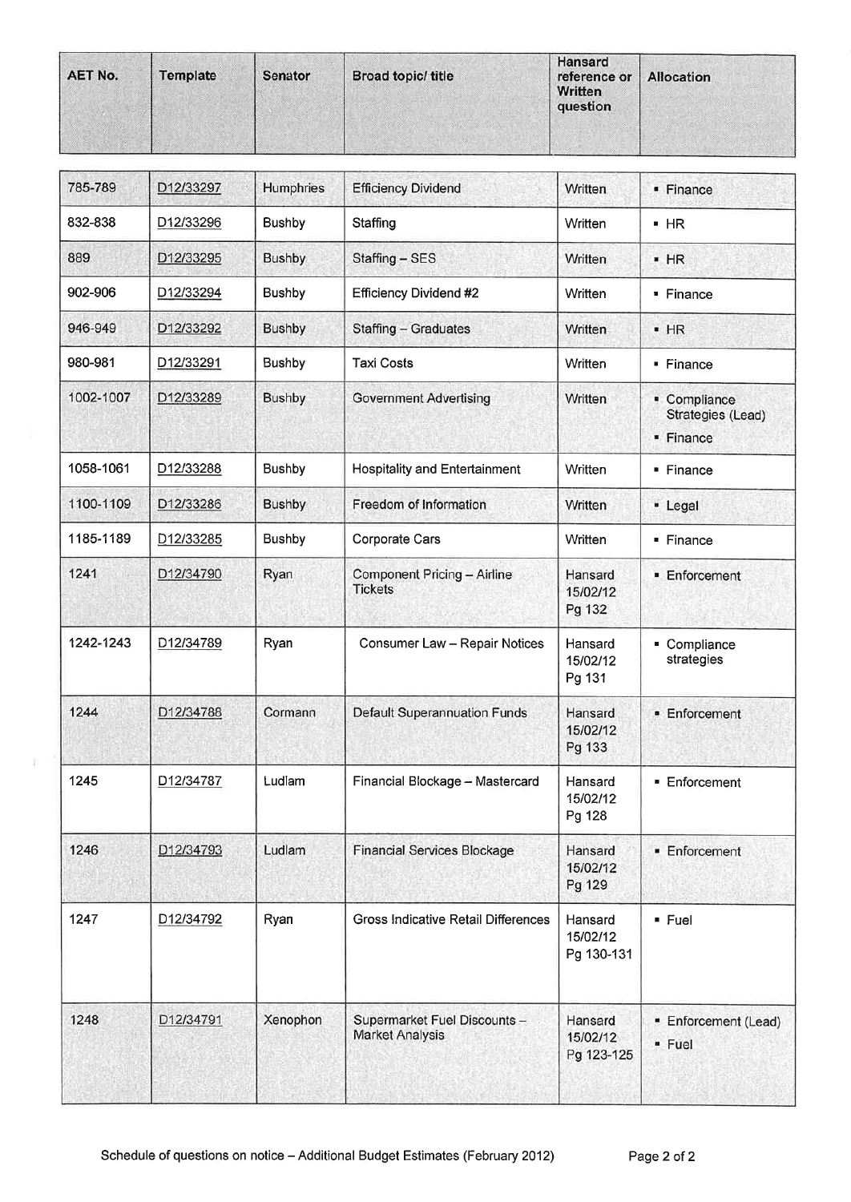| AET No. | Template | Senator | Broad topic/ title | Hansard reference or Written question | Allocation |
|---|---|---|---|---|---|
| 785-789 | D12/33297 | Humphries | Efficiency Dividend | Written | ▪ Finance |
| 832-838 | D12/33296 | Bushby | Staffing | Written | ▪ HR |
| 889 | D12/33295 | Bushby | Staffing – SES | Written | ▪ HR |
| 902-906 | D12/33294 | Bushby | Efficiency Dividend #2 | Written | ▪ Finance |
| 946-949 | D12/33292 | Bushby | Staffing – Graduates | Written | ▪ HR |
| 980-981 | D12/33291 | Bushby | Taxi Costs | Written | ▪ Finance |
| 1002-1007 | D12/33289 | Bushby | Government Advertising | Written | ▪ Compliance Strategies (Lead)<br>▪ Finance |
| 1058-1061 | D12/33288 | Bushby | Hospitality and Entertainment | Written | ▪ Finance |
| 1100-1109 | D12/33286 | Bushby | Freedom of Information | Written | ▪ Legal |
| 1185-1189 | D12/33285 | Bushby | Corporate Cars | Written | ▪ Finance |
| 1241 | D12/34790 | Ryan | Component Pricing – Airline Tickets | Hansard 15/02/12 Pg 132 | ▪ Enforcement |
| 1242-1243 | D12/34789 | Ryan | Consumer Law – Repair Notices | Hansard 15/02/12 Pg 131 | ▪ Compliance strategies |
| 1244 | D12/34788 | Cormann | Default Superannuation Funds | Hansard 15/02/12 Pg 133 | ▪ Enforcement |
| 1245 | D12/34787 | Ludlam | Financial Blockage – Mastercard | Hansard 15/02/12 Pg 128 | ▪ Enforcement |
| 1246 | D12/34793 | Ludlam | Financial Services Blockage | Hansard 15/02/12 Pg 129 | ▪ Enforcement |
| 1247 | D12/34792 | Ryan | Gross Indicative Retail Differences | Hansard 15/02/12 Pg 130-131 | ▪ Fuel |
| 1248 | D12/34791 | Xenophon | Supermarket Fuel Discounts – Market Analysis | Hansard 15/02/12 Pg 123-125 | ▪ Enforcement (Lead)<br>▪ Fuel |

Schedule of questions on notice – Additional Budget Estimates (February 2012)